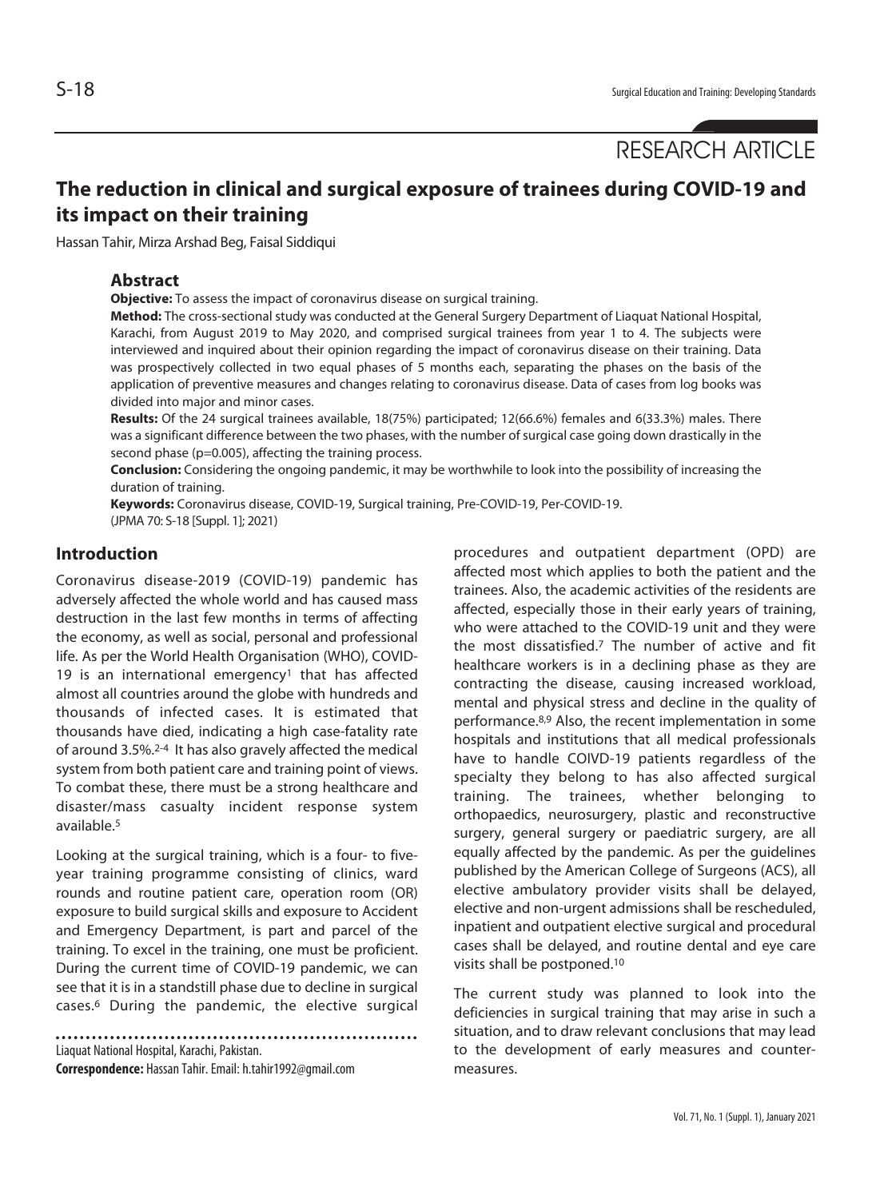RESEARCH ARTICLE

# The reduction in clinical and surgical exposure of trainees during COVID-19 and its impact on their training

Hassan Tahir, Mirza Arshad Beg, Faisal Siddiqui

## Abstract

**Objective:** To assess the impact of coronavirus disease on surgical training.

**Method:** The cross-sectional study was conducted at the General Surgery Department of Liaquat National Hospital, Karachi, from August 2019 to May 2020, and comprised surgical trainees from year 1 to 4. The subjects were interviewed and inquired about their opinion regarding the impact of coronavirus disease on their training. Data was prospectively collected in two equal phases of 5 months each, separating the phases on the basis of the application of preventive measures and changes relating to coronavirus disease. Data of cases from log books was divided into major and minor cases.

**Results:** Of the 24 surgical trainees available, 18(75%) participated; 12(66.6%) females and 6(33.3%) males. There was a significant difference between the two phases, with the number of surgical case going down drastically in the second phase (p=0.005), affecting the training process.

**Conclusion:** Considering the ongoing pandemic, it may be worthwhile to look into the possibility of increasing the duration of training.

**Keywords:** Coronavirus disease, COVID-19, Surgical training, Pre-COVID-19, Per-COVID-19.

(JPMA 70: S-18 [Suppl. 1]; 2021)

## Introduction

Coronavirus disease-2019 (COVID-19) pandemic has adversely affected the whole world and has caused mass destruction in the last few months in terms of affecting the economy, as well as social, personal and professional life. As per the World Health Organisation (WHO), COVID-19 is an international emergency[1] that has affected almost all countries around the globe with hundreds and thousands of infected cases. It is estimated that thousands have died, indicating a high case-fatality rate of around 3.5%.[2-4] It has also gravely affected the medical system from both patient care and training point of views. To combat these, there must be a strong healthcare and disaster/mass casualty incident response system available.[5]

Looking at the surgical training, which is a four- to five-year training programme consisting of clinics, ward rounds and routine patient care, operation room (OR) exposure to build surgical skills and exposure to Accident and Emergency Department, is part and parcel of the training. To excel in the training, one must be proficient. During the current time of COVID-19 pandemic, we can see that it is in a standstill phase due to decline in surgical cases.[6] During the pandemic, the elective surgical procedures and outpatient department (OPD) are affected most which applies to both the patient and the trainees. Also, the academic activities of the residents are affected, especially those in their early years of training, who were attached to the COVID-19 unit and they were the most dissatisfied.[7] The number of active and fit healthcare workers is in a declining phase as they are contracting the disease, causing increased workload, mental and physical stress and decline in the quality of performance.[8,9] Also, the recent implementation in some hospitals and institutions that all medical professionals have to handle COIVD-19 patients regardless of the specialty they belong to has also affected surgical training. The trainees, whether belonging to orthopaedics, neurosurgery, plastic and reconstructive surgery, general surgery or paediatric surgery, are all equally affected by the pandemic. As per the guidelines published by the American College of Surgeons (ACS), all elective ambulatory provider visits shall be delayed, elective and non-urgent admissions shall be rescheduled, inpatient and outpatient elective surgical and procedural cases shall be delayed, and routine dental and eye care visits shall be postponed.[10]

The current study was planned to look into the deficiencies in surgical training that may arise in such a situation, and to draw relevant conclusions that may lead to the development of early measures and counter-measures.

Liaquat National Hospital, Karachi, Pakistan.

**Correspondence:** Hassan Tahir. Email: h.tahir1992@gmail.com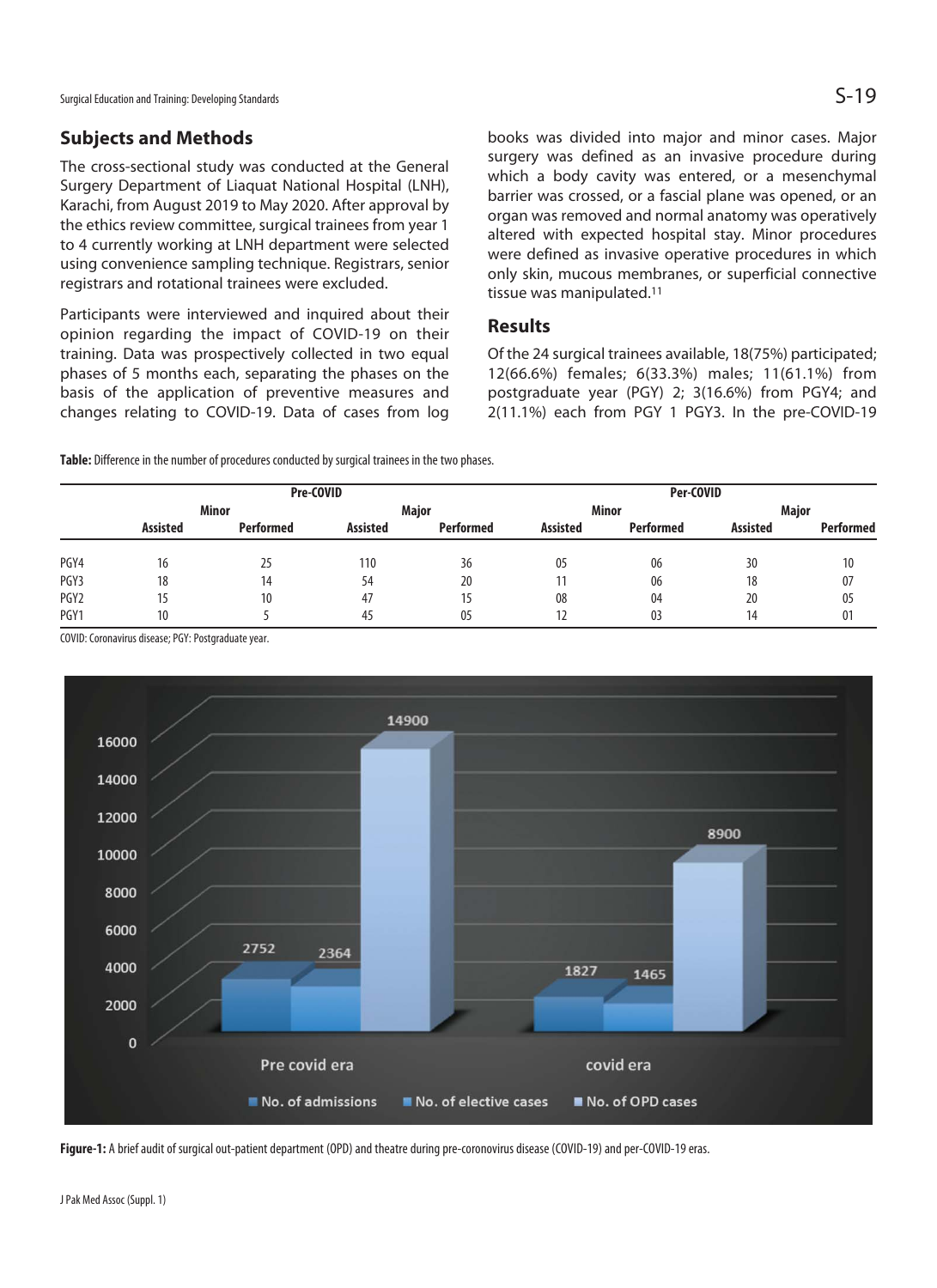## Subjects and Methods

The cross-sectional study was conducted at the General Surgery Department of Liaquat National Hospital (LNH), Karachi, from August 2019 to May 2020. After approval by the ethics review committee, surgical trainees from year 1 to 4 currently working at LNH department were selected using convenience sampling technique. Registrars, senior registrars and rotational trainees were excluded.

Participants were interviewed and inquired about their opinion regarding the impact of COVID-19 on their training. Data was prospectively collected in two equal phases of 5 months each, separating the phases on the basis of the application of preventive measures and changes relating to COVID-19. Data of cases from log books was divided into major and minor cases. Major surgery was defined as an invasive procedure during which a body cavity was entered, or a mesenchymal barrier was crossed, or a fascial plane was opened, or an organ was removed and normal anatomy was operatively altered with expected hospital stay. Minor procedures were defined as invasive operative procedures in which only skin, mucous membranes, or superficial connective tissue was manipulated.[11]

## Results

Of the 24 surgical trainees available, 18(75%) participated; 12(66.6%) females; 6(33.3%) males; 11(61.1%) from postgraduate year (PGY) 2; 3(16.6%) from PGY4; and 2(11.1%) each from PGY 1 PGY3. In the pre-COVID-19

**Table:** Difference in the number of procedures conducted by surgical trainees in the two phases.

| | Pre-COVID | | | | Per-COVID | | | |
|---|---|---|---|---|---|---|---|---|
| | Minor | | Major | | Minor | | Major | |
| | Assisted | Performed | Assisted | Performed | Assisted | Performed | Assisted | Performed |
| PGY4 | 16 | 25 | 110 | 36 | 05 | 06 | 30 | 10 |
| PGY3 | 18 | 14 | 54 | 20 | 11 | 06 | 18 | 07 |
| PGY2 | 15 | 10 | 47 | 15 | 08 | 04 | 20 | 05 |
| PGY1 | 10 | 5 | 45 | 05 | 12 | 03 | 14 | 01 |

COVID: Coronavirus disease; PGY: Postgraduate year.

**Figure-1:** A brief audit of surgical out-patient department (OPD) and theatre during pre-coronovirus disease (COVID-19) and per-COVID-19 eras.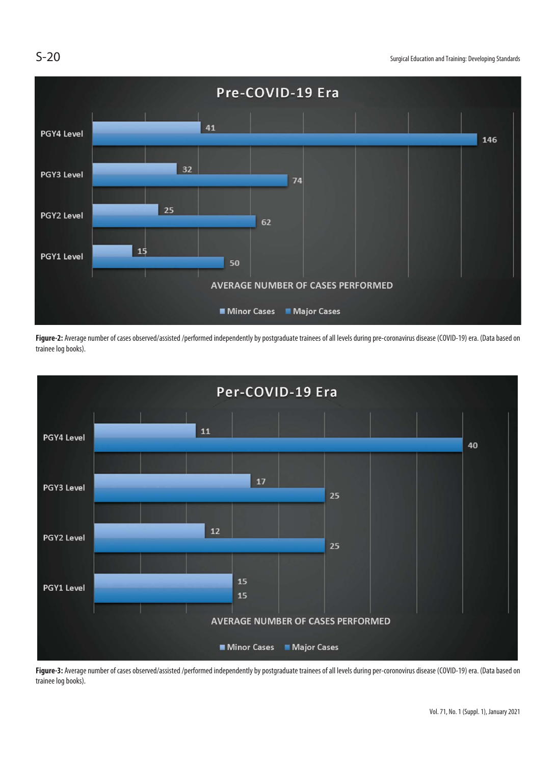**Pre-COVID-19 Era**

| | Minor Cases | Major Cases |
| --- | --- | --- |
| PGY4 Level | 41 | 146 |
| PGY3 Level | 32 | 74 |
| PGY2 Level | 25 | 62 |
| PGY1 Level | 15 | 50 |

AVERAGE NUMBER OF CASES PERFORMED

**Figure-2:** Average number of cases observed/assisted /performed independently by postgraduate trainees of all levels during pre-coronavirus disease (COVID-19) era. (Data based on trainee log books).

**Per-COVID-19 Era**

| | Minor Cases | Major Cases |
| --- | --- | --- |
| PGY4 Level | 11 | 40 |
| PGY3 Level | 17 | 25 |
| PGY2 Level | 12 | 25 |
| PGY1 Level | 15 | 15 |

AVERAGE NUMBER OF CASES PERFORMED

**Figure-3:** Average number of cases observed/assisted /performed independently by postgraduate trainees of all levels during per-coronovirus disease (COVID-19) era. (Data based on trainee log books).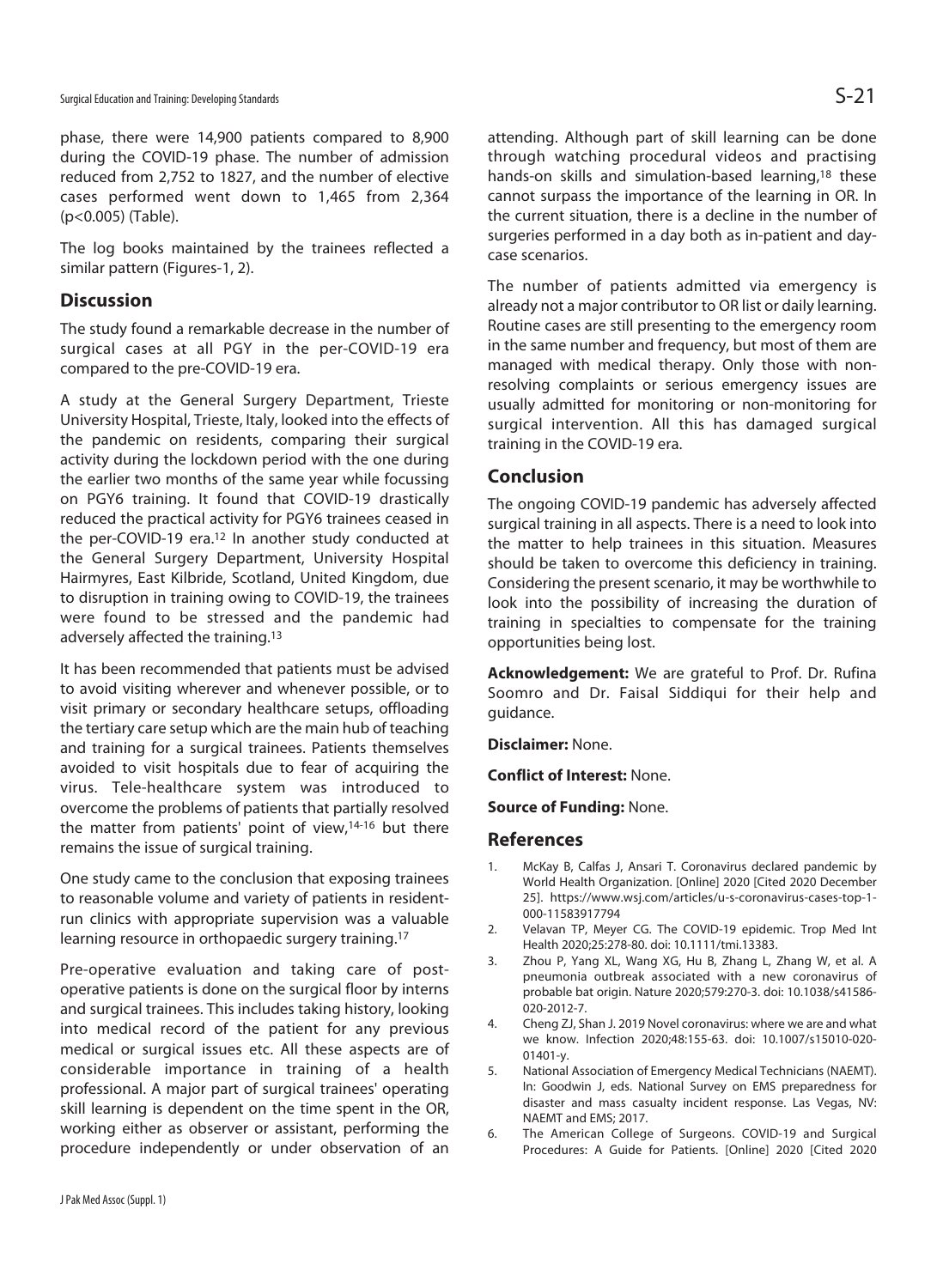phase, there were 14,900 patients compared to 8,900 during the COVID-19 phase. The number of admission reduced from 2,752 to 1827, and the number of elective cases performed went down to 1,465 from 2,364 ($p<0.005$) (Table).

The log books maintained by the trainees reflected a similar pattern (Figures-1, 2).

## Discussion

The study found a remarkable decrease in the number of surgical cases at all PGY in the per-COVID-19 era compared to the pre-COVID-19 era.

A study at the General Surgery Department, Trieste University Hospital, Trieste, Italy, looked into the effects of the pandemic on residents, comparing their surgical activity during the lockdown period with the one during the earlier two months of the same year while focussing on PGY6 training. It found that COVID-19 drastically reduced the practical activity for PGY6 trainees ceased in the per-COVID-19 era.[12] In another study conducted at the General Surgery Department, University Hospital Hairmyres, East Kilbride, Scotland, United Kingdom, due to disruption in training owing to COVID-19, the trainees were found to be stressed and the pandemic had adversely affected the training.[13]

It has been recommended that patients must be advised to avoid visiting wherever and whenever possible, or to visit primary or secondary healthcare setups, offloading the tertiary care setup which are the main hub of teaching and training for a surgical trainees. Patients themselves avoided to visit hospitals due to fear of acquiring the virus. Tele-healthcare system was introduced to overcome the problems of patients that partially resolved the matter from patients' point of view,[14-16] but there remains the issue of surgical training.

One study came to the conclusion that exposing trainees to reasonable volume and variety of patients in resident-run clinics with appropriate supervision was a valuable learning resource in orthopaedic surgery training.[17]

Pre-operative evaluation and taking care of post-operative patients is done on the surgical floor by interns and surgical trainees. This includes taking history, looking into medical record of the patient for any previous medical or surgical issues etc. All these aspects are of considerable importance in training of a health professional. A major part of surgical trainees' operating skill learning is dependent on the time spent in the OR, working either as observer or assistant, performing the procedure independently or under observation of an attending. Although part of skill learning can be done through watching procedural videos and practising hands-on skills and simulation-based learning,[18] these cannot surpass the importance of the learning in OR. In the current situation, there is a decline in the number of surgeries performed in a day both as in-patient and day-case scenarios.

The number of patients admitted via emergency is already not a major contributor to OR list or daily learning. Routine cases are still presenting to the emergency room in the same number and frequency, but most of them are managed with medical therapy. Only those with non-resolving complaints or serious emergency issues are usually admitted for monitoring or non-monitoring for surgical intervention. All this has damaged surgical training in the COVID-19 era.

## Conclusion

The ongoing COVID-19 pandemic has adversely affected surgical training in all aspects. There is a need to look into the matter to help trainees in this situation. Measures should be taken to overcome this deficiency in training. Considering the present scenario, it may be worthwhile to look into the possibility of increasing the duration of training in specialties to compensate for the training opportunities being lost.

**Acknowledgement:** We are grateful to Prof. Dr. Rufina Soomro and Dr. Faisal Siddiqui for their help and guidance.

**Disclaimer:** None.

**Conflict of Interest:** None.

**Source of Funding:** None.

## References

1. McKay B, Calfas J, Ansari T. Coronavirus declared pandemic by World Health Organization. [Online] 2020 [Cited 2020 December 25]. https://www.wsj.com/articles/u-s-coronavirus-cases-top-1-000-11583917794
2. Velavan TP, Meyer CG. The COVID-19 epidemic. Trop Med Int Health 2020;25:278-80. doi: 10.1111/tmi.13383.
3. Zhou P, Yang XL, Wang XG, Hu B, Zhang L, Zhang W, et al. A pneumonia outbreak associated with a new coronavirus of probable bat origin. Nature 2020;579:270-3. doi: 10.1038/s41586-020-2012-7.
4. Cheng ZJ, Shan J. 2019 Novel coronavirus: where we are and what we know. Infection 2020;48:155-63. doi: 10.1007/s15010-020-01401-y.
5. National Association of Emergency Medical Technicians (NAEMT). In: Goodwin J, eds. National Survey on EMS preparedness for disaster and mass casualty incident response. Las Vegas, NV: NAEMT and EMS; 2017.
6. The American College of Surgeons. COVID-19 and Surgical Procedures: A Guide for Patients. [Online] 2020 [Cited 2020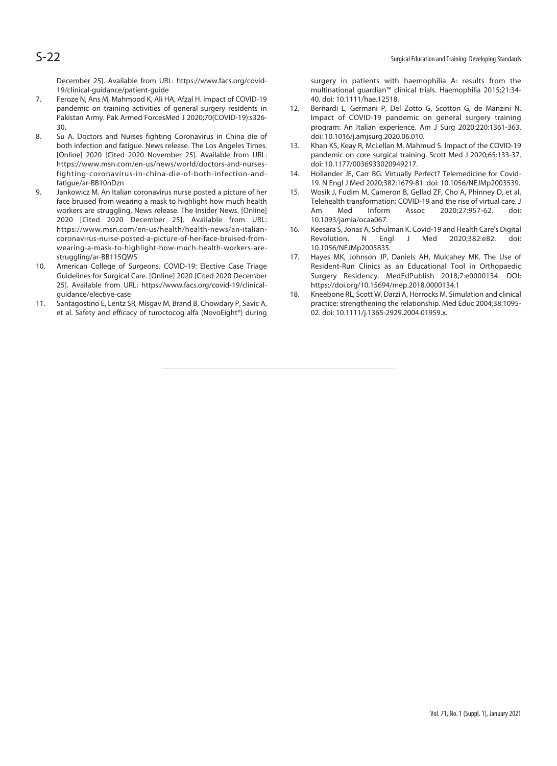December 25]. Available from URL: https://www.facs.org/covid-19/clinical-guidance/patient-guide

7. Feroze N, Ans M, Mahmood K, Ali HA, Afzal H. Impact of COVID-19 pandemic on training activities of general surgery residents in Pakistan Army. Pak Armed ForcesMed J 2020;70(COVID-19):s326-30.
8. Su A. Doctors and Nurses fighting Coronavirus in China die of both infection and fatigue. News release. The Los Angeles Times. [Online] 2020 [Cited 2020 November 25]. Available from URL: https://www.msn.com/en-us/news/world/doctors-and-nurses-fighting-coronavirus-in-china-die-of-both-infection-and-fatigue/ar-BB10nDzn
9. Jankowicz M. An Italian coronavirus nurse posted a picture of her face bruised from wearing a mask to highlight how much health workers are struggling. News release. The Insider News. [Online] 2020 [Cited 2020 December 25]. Available from URL: https://www.msn.com/en-us/health/health-news/an-italian-coronavirus-nurse-posted-a-picture-of-her-face-bruised-from-wearing-a-mask-to-highlight-how-much-health-workers-are-struggling/ar-BB115QWS
10. American College of Surgeons. COVID-19: Elective Case Triage Guidelines for Surgical Care. [Online] 2020 [Cited 2020 December 25]. Available from URL: https://www.facs.org/covid-19/clinical-guidance/elective-case
11. Santagostino E, Lentz SR, Misgav M, Brand B, Chowdary P, Savic A, et al. Safety and efficacy of turoctocog alfa (NovoEight®) during surgery in patients with haemophilia A: results from the multinational guardian™ clinical trials. Haemophilia 2015;21:34-40. doi: 10.1111/hae.12518.
12. Bernardi L, Germani P, Del Zotto G, Scotton G, de Manzini N. Impact of COVID-19 pandemic on general surgery training program: An Italian experience. Am J Surg 2020;220:1361-363. doi: 10.1016/j.amjsurg.2020.06.010.
13. Khan KS, Keay R, McLellan M, Mahmud S. Impact of the COVID-19 pandemic on core surgical training. Scott Med J 2020;65:133-37. doi: 10.1177/0036933020949217.
14. Hollander JE, Carr BG. Virtually Perfect? Telemedicine for Covid-19. N Engl J Med 2020;382:1679-81. doi: 10.1056/NEJMp2003539.
15. Wosik J, Fudim M, Cameron B, Gellad ZF, Cho A, Phinney D, et al. Telehealth transformation: COVID-19 and the rise of virtual care. J Am Med Inform Assoc 2020;27:957-62. doi: 10.1093/jamia/ocaa067.
16. Keesara S, Jonas A, Schulman K. Covid-19 and Health Care's Digital Revolution. N Engl J Med 2020;382:e82. doi: 10.1056/NEJMp2005835.
17. Hayes MK, Johnson JP, Daniels AH, Mulcahey MK. The Use of Resident-Run Clinics as an Educational Tool in Orthopaedic Surgery Residency. MedEdPublish 2018;7:e0000134. DOI: https://doi.org/10.15694/mep.2018.0000134.1
18. Kneebone RL, Scott W, Darzi A, Horrocks M. Simulation and clinical practice: strengthening the relationship. Med Educ 2004;38:1095-02. doi: 10.1111/j.1365-2929.2004.01959.x.